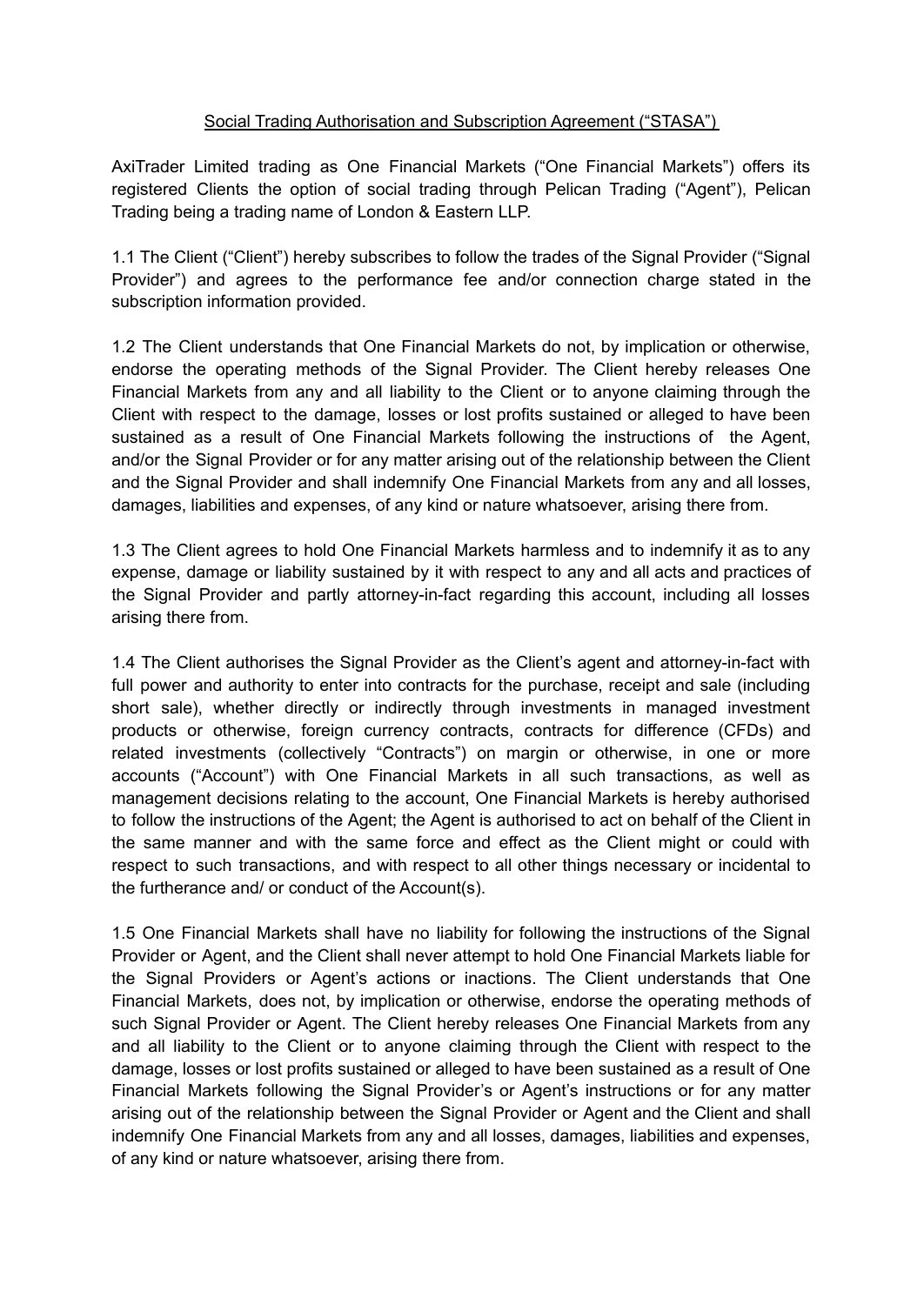Social Trading Authorisation and Subscription Agreement ("STASA")

AxiTrader Limited trading as One Financial Markets ("One Financial Markets") offers its registered Clients the option of social trading through Pelican Trading ("Agent"), Pelican Trading being a trading name of London & Eastern LLP.

1.1 The Client ("Client") hereby subscribes to follow the trades of the Signal Provider ("Signal Provider") and agrees to the performance fee and/or connection charge stated in the subscription information provided.

1.2 The Client understands that One Financial Markets do not, by implication or otherwise, endorse the operating methods of the Signal Provider. The Client hereby releases One Financial Markets from any and all liability to the Client or to anyone claiming through the Client with respect to the damage, losses or lost profits sustained or alleged to have been sustained as a result of One Financial Markets following the instructions of the Agent, and/or the Signal Provider or for any matter arising out of the relationship between the Client and the Signal Provider and shall indemnify One Financial Markets from any and all losses, damages, liabilities and expenses, of any kind or nature whatsoever, arising there from.

1.3 The Client agrees to hold One Financial Markets harmless and to indemnify it as to any expense, damage or liability sustained by it with respect to any and all acts and practices of the Signal Provider and partly attorney-in-fact regarding this account, including all losses arising there from.

1.4 The Client authorises the Signal Provider as the Client's agent and attorney-in-fact with full power and authority to enter into contracts for the purchase, receipt and sale (including short sale), whether directly or indirectly through investments in managed investment products or otherwise, foreign currency contracts, contracts for difference (CFDs) and related investments (collectively "Contracts") on margin or otherwise, in one or more accounts ("Account") with One Financial Markets in all such transactions, as well as management decisions relating to the account, One Financial Markets is hereby authorised to follow the instructions of the Agent; the Agent is authorised to act on behalf of the Client in the same manner and with the same force and effect as the Client might or could with respect to such transactions, and with respect to all other things necessary or incidental to the furtherance and/ or conduct of the Account(s).

1.5 One Financial Markets shall have no liability for following the instructions of the Signal Provider or Agent, and the Client shall never attempt to hold One Financial Markets liable for the Signal Providers or Agent's actions or inactions. The Client understands that One Financial Markets, does not, by implication or otherwise, endorse the operating methods of such Signal Provider or Agent. The Client hereby releases One Financial Markets from any and all liability to the Client or to anyone claiming through the Client with respect to the damage, losses or lost profits sustained or alleged to have been sustained as a result of One Financial Markets following the Signal Provider's or Agent's instructions or for any matter arising out of the relationship between the Signal Provider or Agent and the Client and shall indemnify One Financial Markets from any and all losses, damages, liabilities and expenses, of any kind or nature whatsoever, arising there from.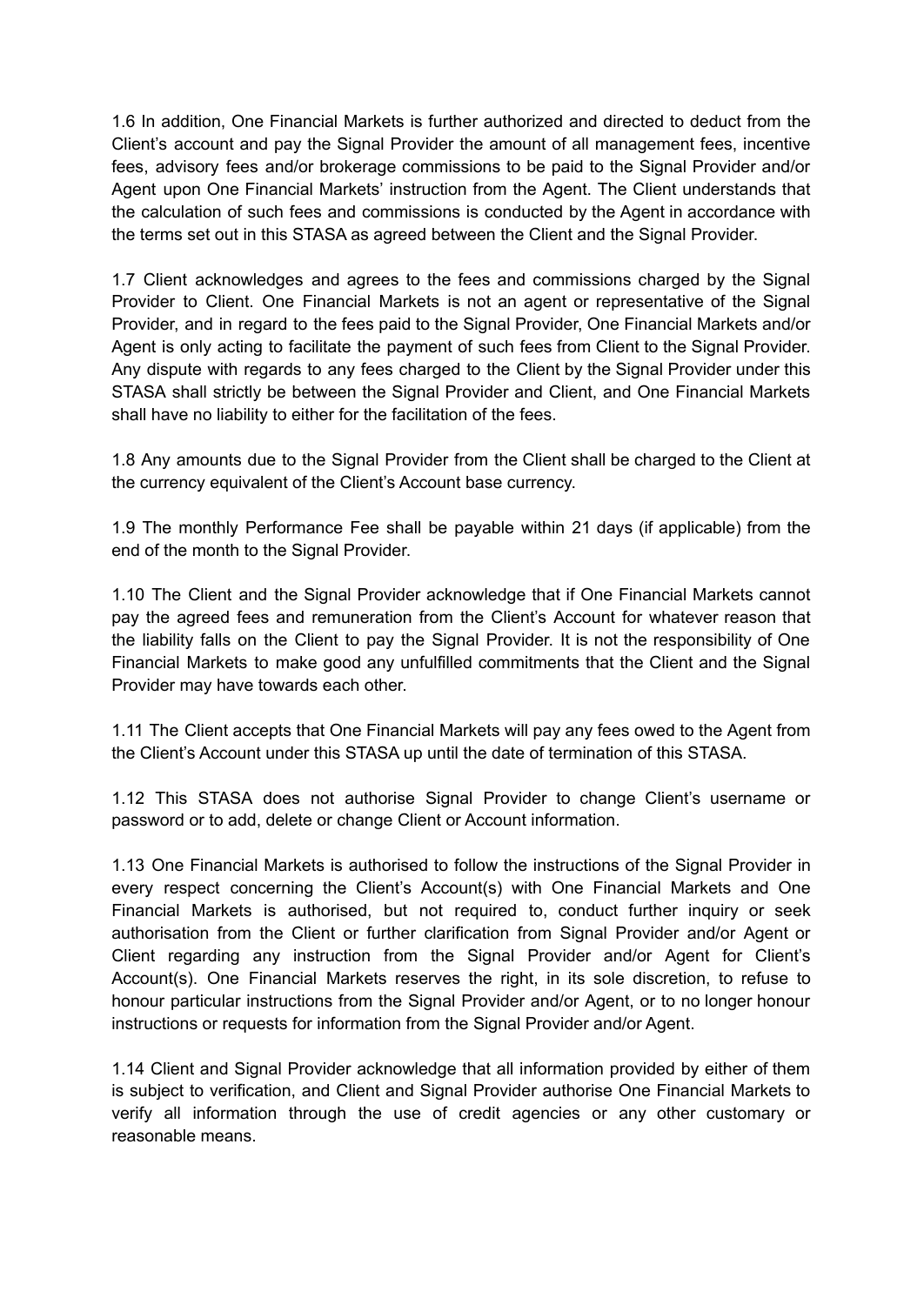1.6 In addition, One Financial Markets is further authorized and directed to deduct from the Client's account and pay the Signal Provider the amount of all management fees, incentive fees, advisory fees and/or brokerage commissions to be paid to the Signal Provider and/or Agent upon One Financial Markets' instruction from the Agent. The Client understands that the calculation of such fees and commissions is conducted by the Agent in accordance with the terms set out in this STASA as agreed between the Client and the Signal Provider.

1.7 Client acknowledges and agrees to the fees and commissions charged by the Signal Provider to Client. One Financial Markets is not an agent or representative of the Signal Provider, and in regard to the fees paid to the Signal Provider, One Financial Markets and/or Agent is only acting to facilitate the payment of such fees from Client to the Signal Provider. Any dispute with regards to any fees charged to the Client by the Signal Provider under this STASA shall strictly be between the Signal Provider and Client, and One Financial Markets shall have no liability to either for the facilitation of the fees.

1.8 Any amounts due to the Signal Provider from the Client shall be charged to the Client at the currency equivalent of the Client's Account base currency.

1.9 The monthly Performance Fee shall be payable within 21 days (if applicable) from the end of the month to the Signal Provider.

1.10 The Client and the Signal Provider acknowledge that if One Financial Markets cannot pay the agreed fees and remuneration from the Client's Account for whatever reason that the liability falls on the Client to pay the Signal Provider. It is not the responsibility of One Financial Markets to make good any unfulfilled commitments that the Client and the Signal Provider may have towards each other.

1.11 The Client accepts that One Financial Markets will pay any fees owed to the Agent from the Client's Account under this STASA up until the date of termination of this STASA.

1.12 This STASA does not authorise Signal Provider to change Client's username or password or to add, delete or change Client or Account information.

1.13 One Financial Markets is authorised to follow the instructions of the Signal Provider in every respect concerning the Client's Account(s) with One Financial Markets and One Financial Markets is authorised, but not required to, conduct further inquiry or seek authorisation from the Client or further clarification from Signal Provider and/or Agent or Client regarding any instruction from the Signal Provider and/or Agent for Client's Account(s). One Financial Markets reserves the right, in its sole discretion, to refuse to honour particular instructions from the Signal Provider and/or Agent, or to no longer honour instructions or requests for information from the Signal Provider and/or Agent.

1.14 Client and Signal Provider acknowledge that all information provided by either of them is subject to verification, and Client and Signal Provider authorise One Financial Markets to verify all information through the use of credit agencies or any other customary or reasonable means.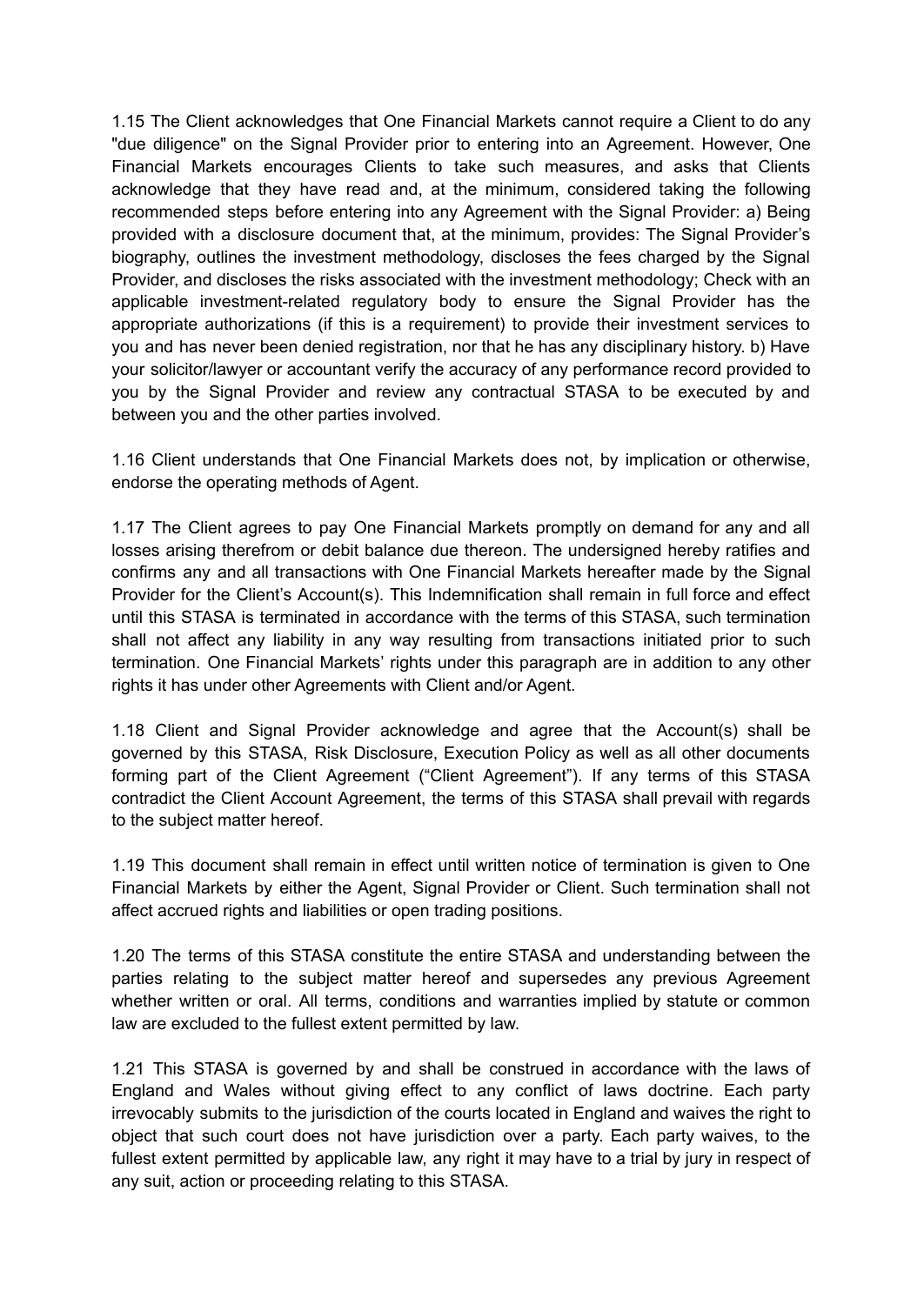1.15 The Client acknowledges that One Financial Markets cannot require a Client to do any "due diligence" on the Signal Provider prior to entering into an Agreement. However, One Financial Markets encourages Clients to take such measures, and asks that Clients acknowledge that they have read and, at the minimum, considered taking the following recommended steps before entering into any Agreement with the Signal Provider: a) Being provided with a disclosure document that, at the minimum, provides: The Signal Provider's biography, outlines the investment methodology, discloses the fees charged by the Signal Provider, and discloses the risks associated with the investment methodology; Check with an applicable investment-related regulatory body to ensure the Signal Provider has the appropriate authorizations (if this is a requirement) to provide their investment services to you and has never been denied registration, nor that he has any disciplinary history. b) Have your solicitor/lawyer or accountant verify the accuracy of any performance record provided to you by the Signal Provider and review any contractual STASA to be executed by and between you and the other parties involved.

1.16 Client understands that One Financial Markets does not, by implication or otherwise, endorse the operating methods of Agent.

1.17 The Client agrees to pay One Financial Markets promptly on demand for any and all losses arising therefrom or debit balance due thereon. The undersigned hereby ratifies and confirms any and all transactions with One Financial Markets hereafter made by the Signal Provider for the Client's Account(s). This Indemnification shall remain in full force and effect until this STASA is terminated in accordance with the terms of this STASA, such termination shall not affect any liability in any way resulting from transactions initiated prior to such termination. One Financial Markets' rights under this paragraph are in addition to any other rights it has under other Agreements with Client and/or Agent.

1.18 Client and Signal Provider acknowledge and agree that the Account(s) shall be governed by this STASA, Risk Disclosure, Execution Policy as well as all other documents forming part of the Client Agreement ("Client Agreement"). If any terms of this STASA contradict the Client Account Agreement, the terms of this STASA shall prevail with regards to the subject matter hereof.

1.19 This document shall remain in effect until written notice of termination is given to One Financial Markets by either the Agent, Signal Provider or Client. Such termination shall not affect accrued rights and liabilities or open trading positions.

1.20 The terms of this STASA constitute the entire STASA and understanding between the parties relating to the subject matter hereof and supersedes any previous Agreement whether written or oral. All terms, conditions and warranties implied by statute or common law are excluded to the fullest extent permitted by law.

1.21 This STASA is governed by and shall be construed in accordance with the laws of England and Wales without giving effect to any conflict of laws doctrine. Each party irrevocably submits to the jurisdiction of the courts located in England and waives the right to object that such court does not have jurisdiction over a party. Each party waives, to the fullest extent permitted by applicable law, any right it may have to a trial by jury in respect of any suit, action or proceeding relating to this STASA.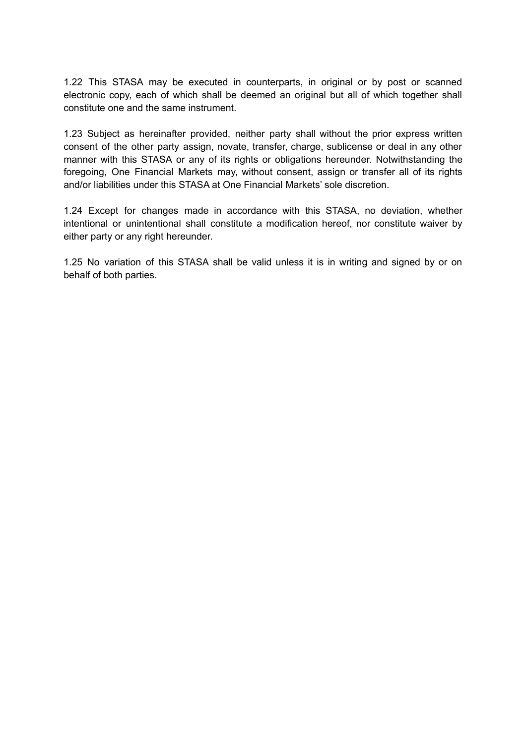1.22 This STASA may be executed in counterparts, in original or by post or scanned electronic copy, each of which shall be deemed an original but all of which together shall constitute one and the same instrument.

1.23 Subject as hereinafter provided, neither party shall without the prior express written consent of the other party assign, novate, transfer, charge, sublicense or deal in any other manner with this STASA or any of its rights or obligations hereunder. Notwithstanding the foregoing, One Financial Markets may, without consent, assign or transfer all of its rights and/or liabilities under this STASA at One Financial Markets' sole discretion.

1.24 Except for changes made in accordance with this STASA, no deviation, whether intentional or unintentional shall constitute a modification hereof, nor constitute waiver by either party or any right hereunder.

1.25 No variation of this STASA shall be valid unless it is in writing and signed by or on behalf of both parties.